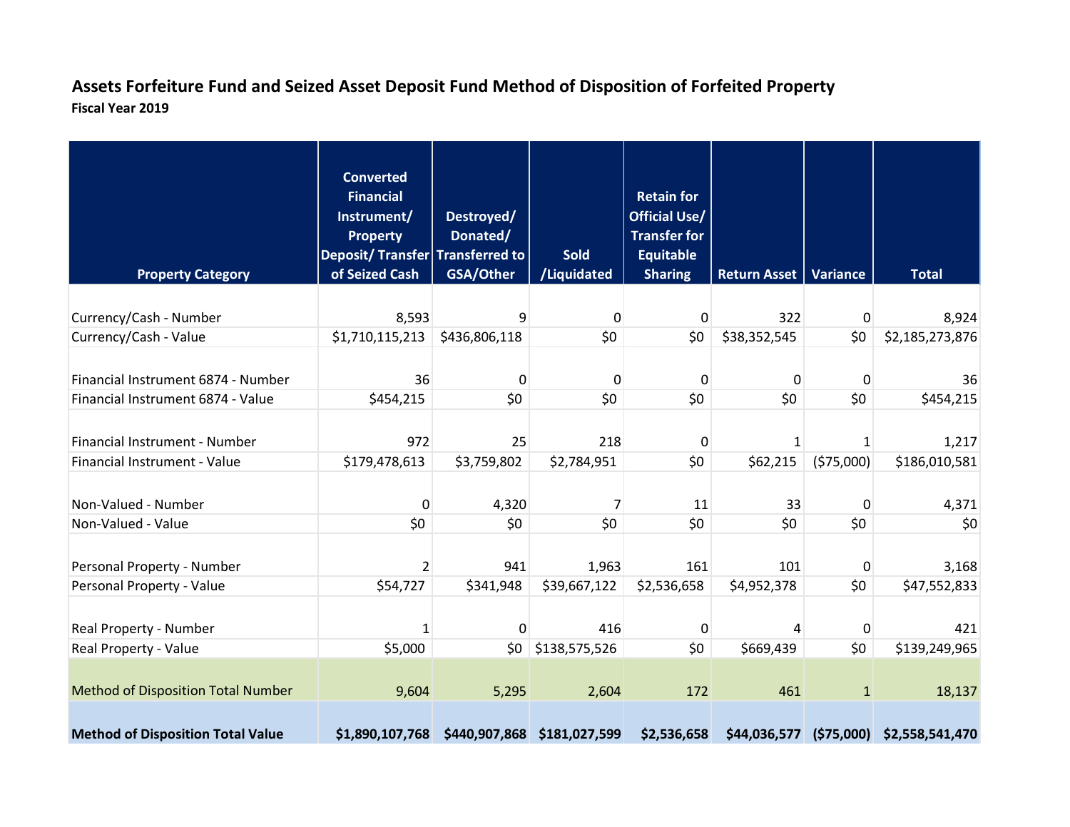# Assets Forfeiture Fund and Seized Asset Deposit Fund Method of Disposition of Forfeited Property

**Fiscal Year 2019**

| Property Category | Converted Financial Instrument/ Property Deposit/ Transfer of Seized Cash | Destroyed/ Donated/ Transferred to GSA/Other | Sold /Liquidated | Retain for Official Use/ Transfer for Equitable Sharing | Return Asset | Variance | Total |
|---|---|---|---|---|---|---|---|
| Currency/Cash - Number | 8,593 | 9 | 0 | 0 | 322 | 0 | 8,924 |
| Currency/Cash - Value | $1,710,115,213 | $436,806,118 | $0 | $0 | $38,352,545 | $0 | $2,185,273,876 |
| Financial Instrument 6874 - Number | 36 | 0 | 0 | 0 | 0 | 0 | 36 |
| Financial Instrument 6874 - Value | $454,215 | $0 | $0 | $0 | $0 | $0 | $454,215 |
| Financial Instrument - Number | 972 | 25 | 218 | 0 | 1 | 1 | 1,217 |
| Financial Instrument - Value | $179,478,613 | $3,759,802 | $2,784,951 | $0 | $62,215 | ($75,000) | $186,010,581 |
| Non-Valued - Number | 0 | 4,320 | 7 | 11 | 33 | 0 | 4,371 |
| Non-Valued - Value | $0 | $0 | $0 | $0 | $0 | $0 | $0 |
| Personal Property - Number | 2 | 941 | 1,963 | 161 | 101 | 0 | 3,168 |
| Personal Property - Value | $54,727 | $341,948 | $39,667,122 | $2,536,658 | $4,952,378 | $0 | $47,552,833 |
| Real Property - Number | 1 | 0 | 416 | 0 | 4 | 0 | 421 |
| Real Property - Value | $5,000 | $0 | $138,575,526 | $0 | $669,439 | $0 | $139,249,965 |
| Method of Disposition Total Number | 9,604 | 5,295 | 2,604 | 172 | 461 | 1 | 18,137 |
| **Method of Disposition Total Value** | **$1,890,107,768** | **$440,907,868** | **$181,027,599** | **$2,536,658** | **$44,036,577** | **($75,000)** | **$2,558,541,470** |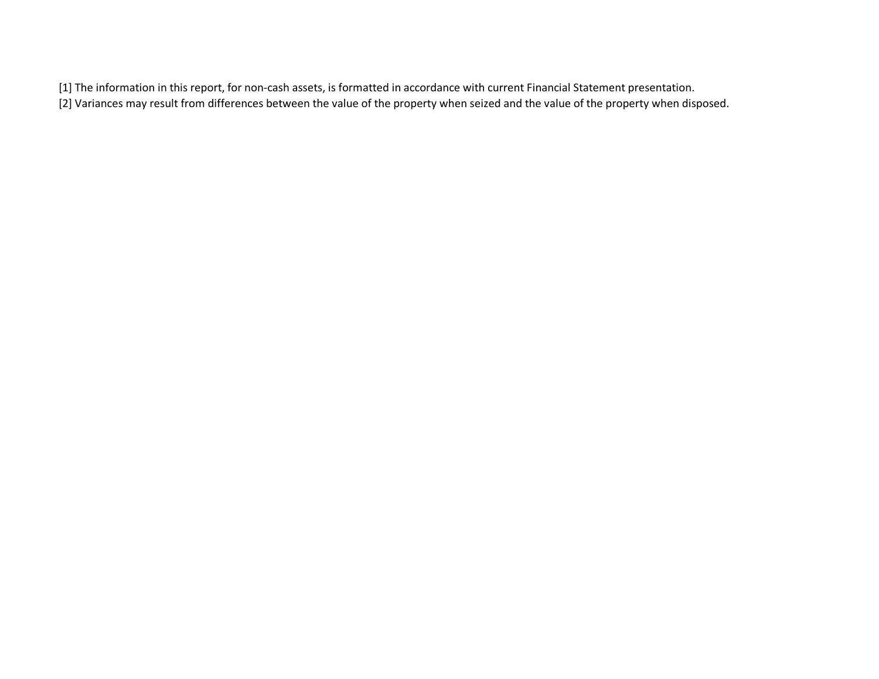[1] The information in this report, for non-cash assets, is formatted in accordance with current Financial Statement presentation.
[2] Variances may result from differences between the value of the property when seized and the value of the property when disposed.